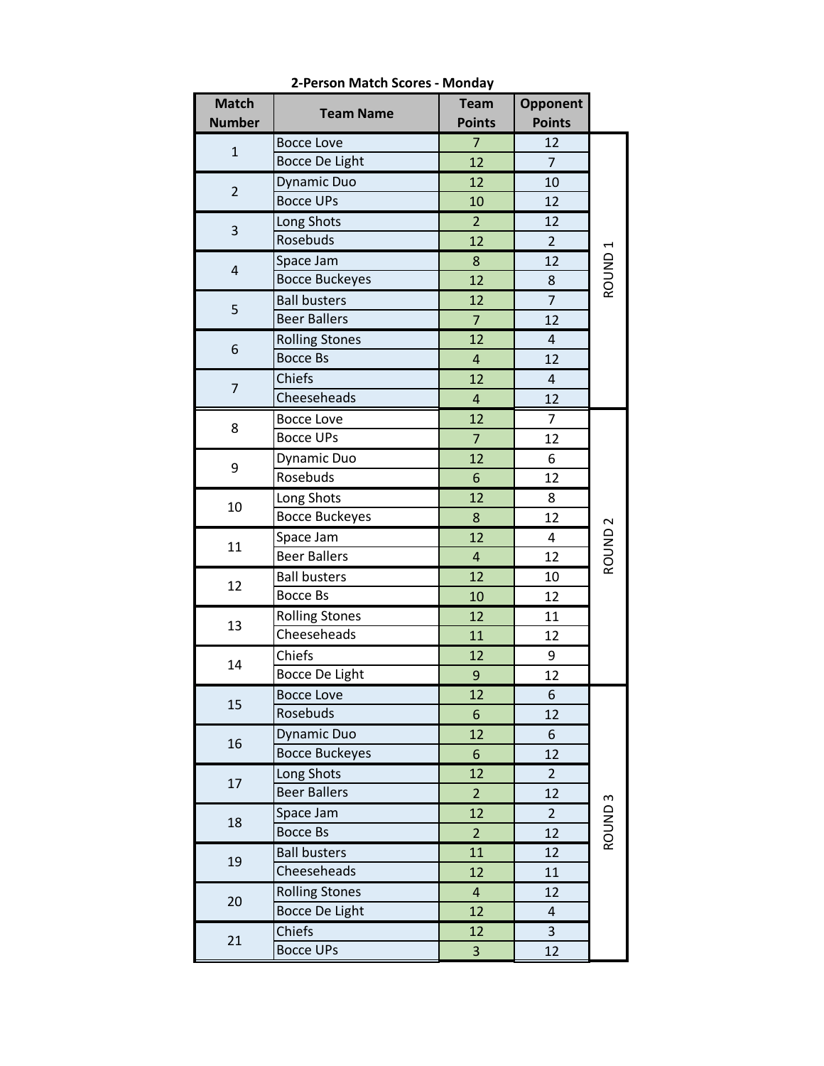## 2-Person Match Scores - Monday

| Match Number | Team Name | Team Points | Opponent Points | |
|---|---|---|---|---|
| 1 | Bocce Love | 7 | 12 | ROUND 1 |
| | Bocce De Light | 12 | 7 | |
| 2 | Dynamic Duo | 12 | 10 | |
| | Bocce UPs | 10 | 12 | |
| 3 | Long Shots | 2 | 12 | |
| | Rosebuds | 12 | 2 | |
| 4 | Space Jam | 8 | 12 | |
| | Bocce Buckeyes | 12 | 8 | |
| 5 | Ball busters | 12 | 7 | |
| | Beer Ballers | 7 | 12 | |
| 6 | Rolling Stones | 12 | 4 | |
| | Bocce Bs | 4 | 12 | |
| 7 | Chiefs | 12 | 4 | |
| | Cheeseheads | 4 | 12 | |
| 8 | Bocce Love | 12 | 7 | ROUND 2 |
| | Bocce UPs | 7 | 12 | |
| 9 | Dynamic Duo | 12 | 6 | |
| | Rosebuds | 6 | 12 | |
| 10 | Long Shots | 12 | 8 | |
| | Bocce Buckeyes | 8 | 12 | |
| 11 | Space Jam | 12 | 4 | |
| | Beer Ballers | 4 | 12 | |
| 12 | Ball busters | 12 | 10 | |
| | Bocce Bs | 10 | 12 | |
| 13 | Rolling Stones | 12 | 11 | |
| | Cheeseheads | 11 | 12 | |
| 14 | Chiefs | 12 | 9 | |
| | Bocce De Light | 9 | 12 | |
| 15 | Bocce Love | 12 | 6 | ROUND 3 |
| | Rosebuds | 6 | 12 | |
| 16 | Dynamic Duo | 12 | 6 | |
| | Bocce Buckeyes | 6 | 12 | |
| 17 | Long Shots | 12 | 2 | |
| | Beer Ballers | 2 | 12 | |
| 18 | Space Jam | 12 | 2 | |
| | Bocce Bs | 2 | 12 | |
| 19 | Ball busters | 11 | 12 | |
| | Cheeseheads | 12 | 11 | |
| 20 | Rolling Stones | 4 | 12 | |
| | Bocce De Light | 12 | 4 | |
| 21 | Chiefs | 12 | 3 | |
| | Bocce UPs | 3 | 12 | |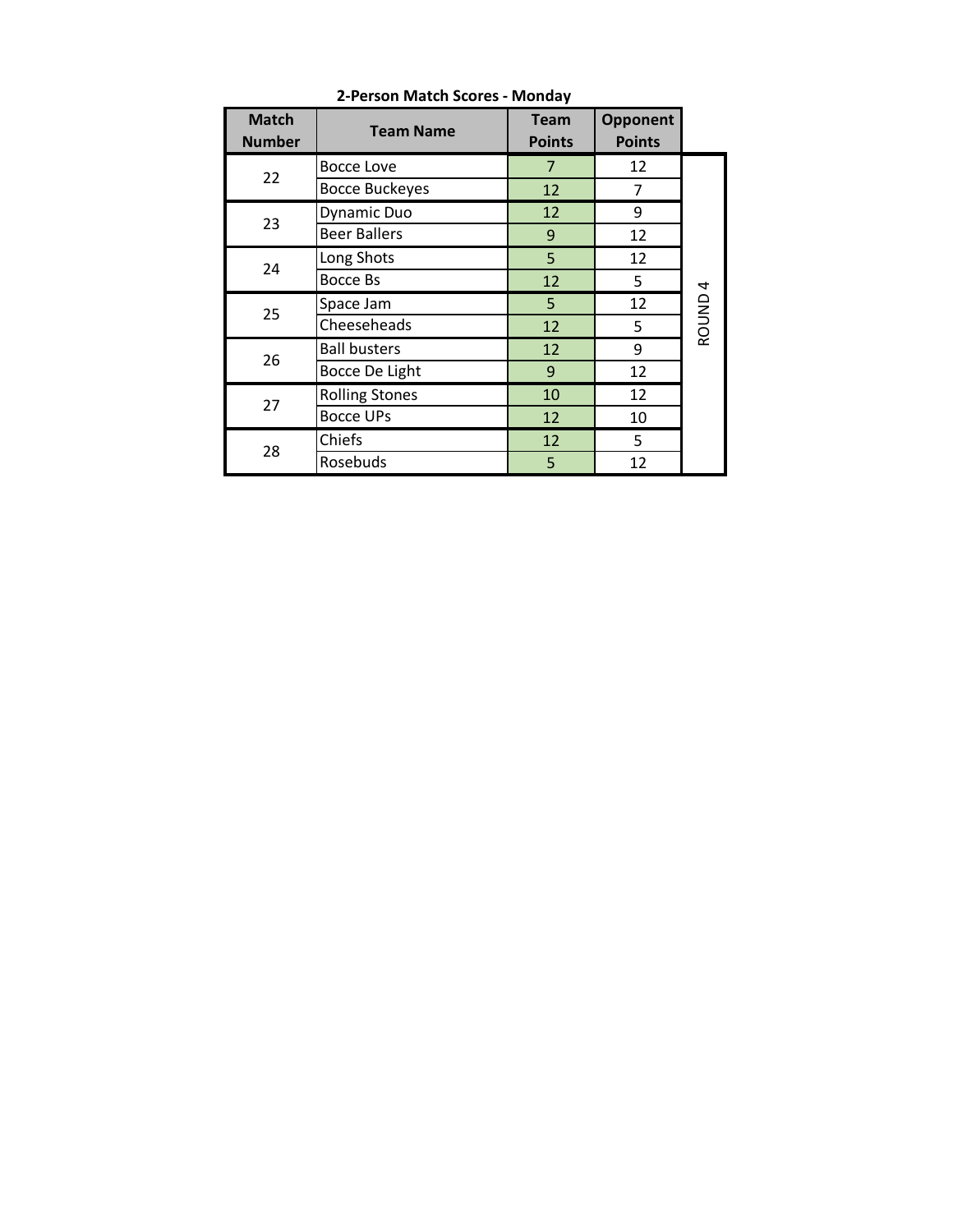**2-Person Match Scores - Monday**

| Match Number | Team Name | Team Points | Opponent Points | |
|---|---|---|---|---|
| 22 | Bocce Love | 7 | 12 | ROUND 4 |
| | Bocce Buckeyes | 12 | 7 | |
| 23 | Dynamic Duo | 12 | 9 | |
| | Beer Ballers | 9 | 12 | |
| 24 | Long Shots | 5 | 12 | |
| | Bocce Bs | 12 | 5 | |
| 25 | Space Jam | 5 | 12 | |
| | Cheeseheads | 12 | 5 | |
| 26 | Ball busters | 12 | 9 | |
| | Bocce De Light | 9 | 12 | |
| 27 | Rolling Stones | 10 | 12 | |
| | Bocce UPs | 12 | 10 | |
| 28 | Chiefs | 12 | 5 | |
| | Rosebuds | 5 | 12 | |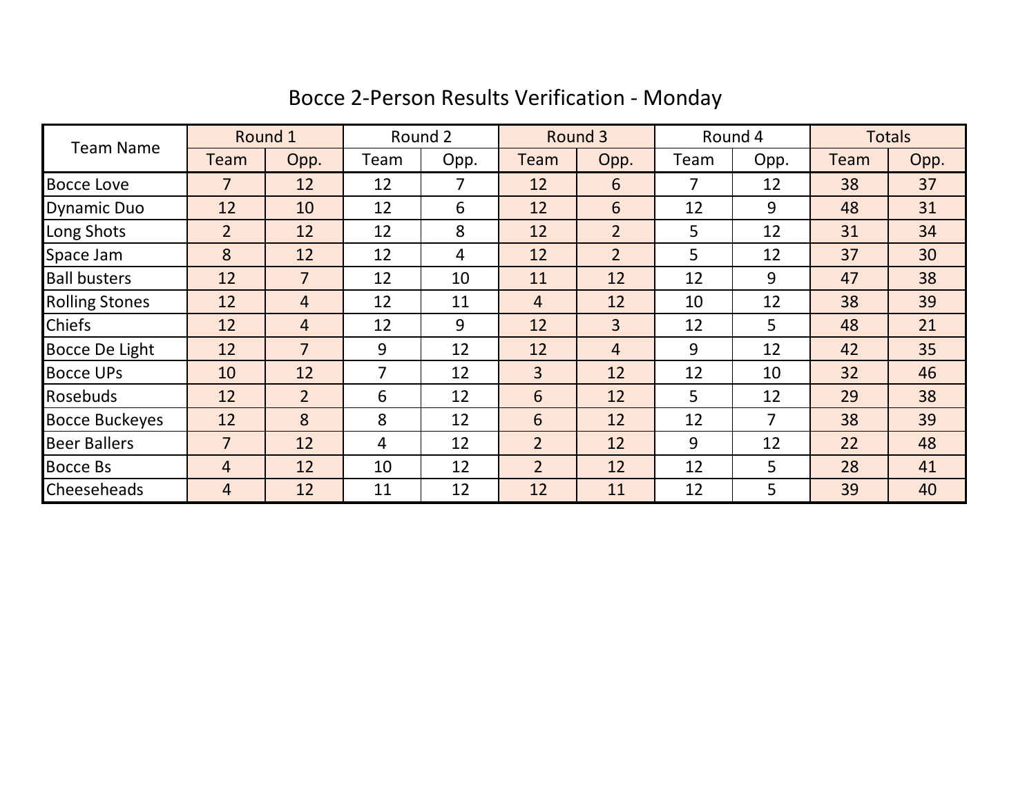# Bocce 2-Person Results Verification - Monday

| Team Name | Round 1 | | Round 2 | | Round 3 | | Round 4 | | Totals | |
|---|---|---|---|---|---|---|---|---|---|---|
| | Team | Opp. | Team | Opp. | Team | Opp. | Team | Opp. | Team | Opp. |
| Bocce Love | 7 | 12 | 12 | 7 | 12 | 6 | 7 | 12 | 38 | 37 |
| Dynamic Duo | 12 | 10 | 12 | 6 | 12 | 6 | 12 | 9 | 48 | 31 |
| Long Shots | 2 | 12 | 12 | 8 | 12 | 2 | 5 | 12 | 31 | 34 |
| Space Jam | 8 | 12 | 12 | 4 | 12 | 2 | 5 | 12 | 37 | 30 |
| Ball busters | 12 | 7 | 12 | 10 | 11 | 12 | 12 | 9 | 47 | 38 |
| Rolling Stones | 12 | 4 | 12 | 11 | 4 | 12 | 10 | 12 | 38 | 39 |
| Chiefs | 12 | 4 | 12 | 9 | 12 | 3 | 12 | 5 | 48 | 21 |
| Bocce De Light | 12 | 7 | 9 | 12 | 12 | 4 | 9 | 12 | 42 | 35 |
| Bocce UPs | 10 | 12 | 7 | 12 | 3 | 12 | 12 | 10 | 32 | 46 |
| Rosebuds | 12 | 2 | 6 | 12 | 6 | 12 | 5 | 12 | 29 | 38 |
| Bocce Buckeyes | 12 | 8 | 8 | 12 | 6 | 12 | 12 | 7 | 38 | 39 |
| Beer Ballers | 7 | 12 | 4 | 12 | 2 | 12 | 9 | 12 | 22 | 48 |
| Bocce Bs | 4 | 12 | 10 | 12 | 2 | 12 | 12 | 5 | 28 | 41 |
| Cheeseheads | 4 | 12 | 11 | 12 | 12 | 11 | 12 | 5 | 39 | 40 |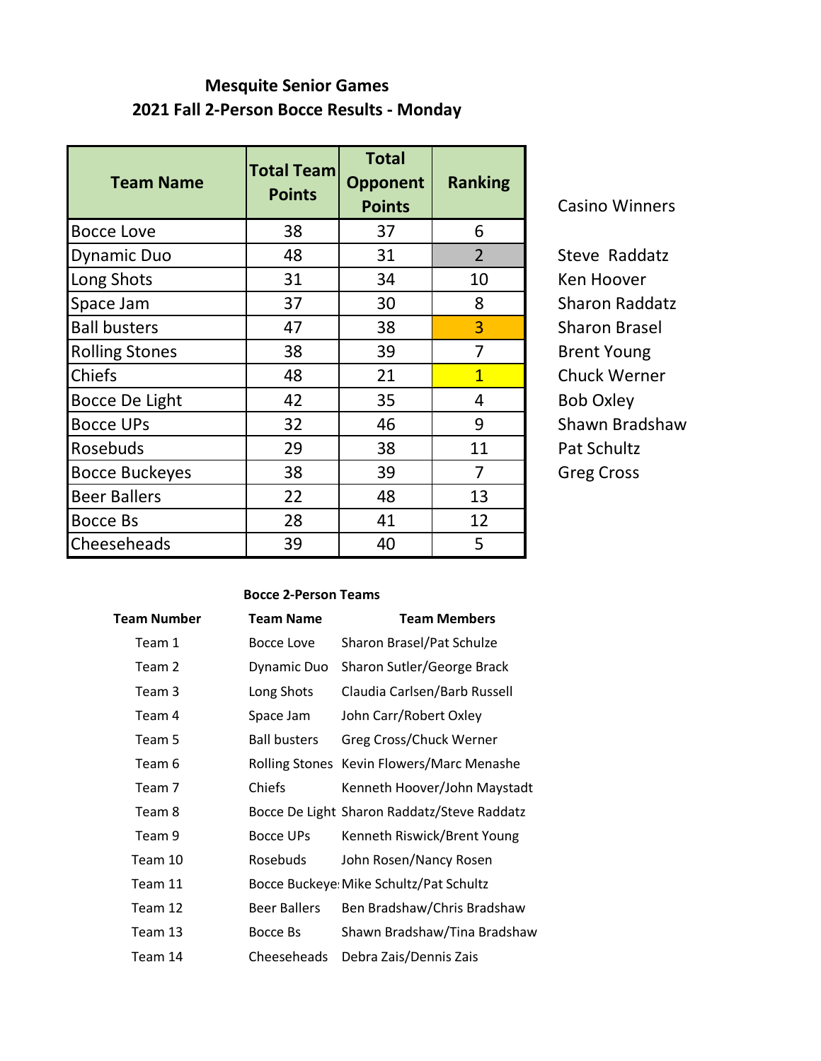**Mesquite Senior Games**
**2021 Fall 2-Person Bocce Results - Monday**

| Team Name | Total Team Points | Total Opponent Points | Ranking |
|---|---|---|---|
| Bocce Love | 38 | 37 | 6 |
| Dynamic Duo | 48 | 31 | 2 |
| Long Shots | 31 | 34 | 10 |
| Space Jam | 37 | 30 | 8 |
| Ball busters | 47 | 38 | 3 |
| Rolling Stones | 38 | 39 | 7 |
| Chiefs | 48 | 21 | 1 |
| Bocce De Light | 42 | 35 | 4 |
| Bocce UPs | 32 | 46 | 9 |
| Rosebuds | 29 | 38 | 11 |
| Bocce Buckeyes | 38 | 39 | 7 |
| Beer Ballers | 22 | 48 | 13 |
| Bocce Bs | 28 | 41 | 12 |
| Cheeseheads | 39 | 40 | 5 |

Casino Winners

Steve Raddatz
Ken Hoover
Sharon Raddatz
Sharon Brasel
Brent Young
Chuck Werner
Bob Oxley
Shawn Bradshaw
Pat Schultz
Greg Cross

**Bocce 2-Person Teams**

| Team Number | Team Name | Team Members |
|---|---|---|
| Team 1 | Bocce Love | Sharon Brasel/Pat Schulze |
| Team 2 | Dynamic Duo | Sharon Sutler/George Brack |
| Team 3 | Long Shots | Claudia Carlsen/Barb Russell |
| Team 4 | Space Jam | John Carr/Robert Oxley |
| Team 5 | Ball busters | Greg Cross/Chuck Werner |
| Team 6 | Rolling Stones | Kevin Flowers/Marc Menashe |
| Team 7 | Chiefs | Kenneth Hoover/John Maystadt |
| Team 8 | Bocce De Light | Sharon Raddatz/Steve Raddatz |
| Team 9 | Bocce UPs | Kenneth Riswick/Brent Young |
| Team 10 | Rosebuds | John Rosen/Nancy Rosen |
| Team 11 | Bocce Buckeye: | Mike Schultz/Pat Schultz |
| Team 12 | Beer Ballers | Ben Bradshaw/Chris Bradshaw |
| Team 13 | Bocce Bs | Shawn Bradshaw/Tina Bradshaw |
| Team 14 | Cheeseheads | Debra Zais/Dennis Zais |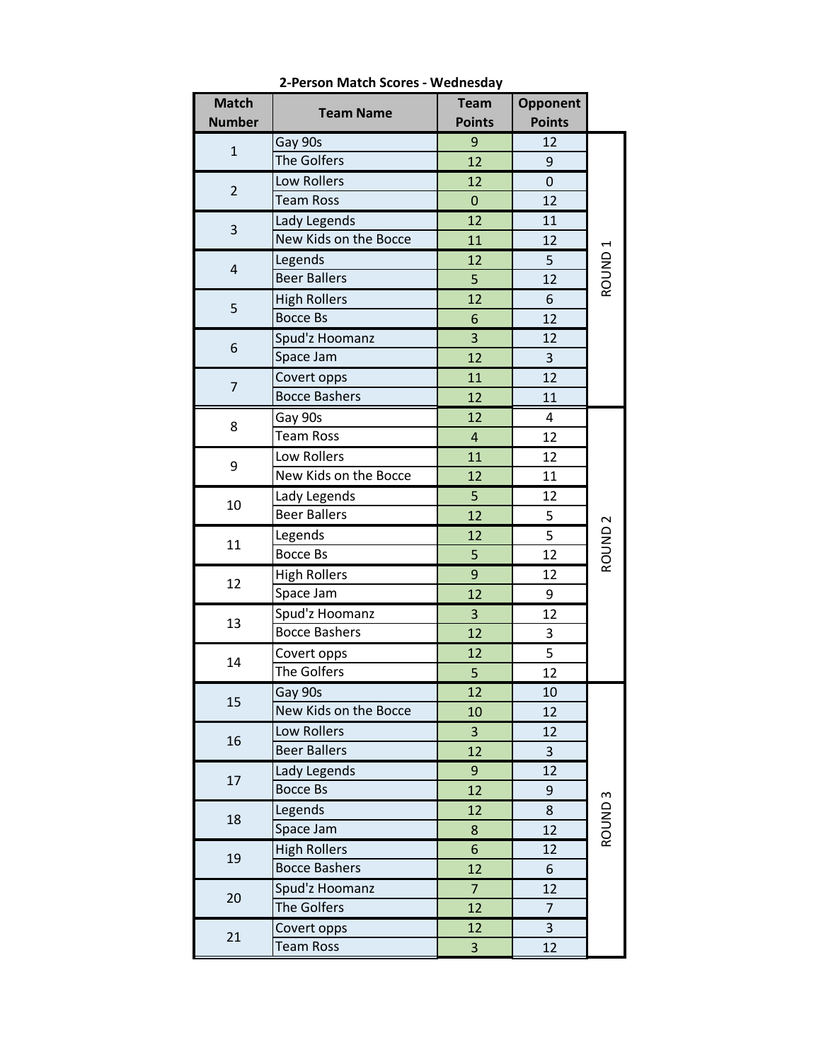## 2-Person Match Scores - Wednesday

| Match Number | Team Name | Team Points | Opponent Points | |
|---|---|---|---|---|
| 1 | Gay 90s | 9 | 12 | ROUND 1 |
| | The Golfers | 12 | 9 | |
| 2 | Low Rollers | 12 | 0 | |
| | Team Ross | 0 | 12 | |
| 3 | Lady Legends | 12 | 11 | |
| | New Kids on the Bocce | 11 | 12 | |
| 4 | Legends | 12 | 5 | |
| | Beer Ballers | 5 | 12 | |
| 5 | High Rollers | 12 | 6 | |
| | Bocce Bs | 6 | 12 | |
| 6 | Spud'z Hoomanz | 3 | 12 | |
| | Space Jam | 12 | 3 | |
| 7 | Covert opps | 11 | 12 | |
| | Bocce Bashers | 12 | 11 | |
| 8 | Gay 90s | 12 | 4 | ROUND 2 |
| | Team Ross | 4 | 12 | |
| 9 | Low Rollers | 11 | 12 | |
| | New Kids on the Bocce | 12 | 11 | |
| 10 | Lady Legends | 5 | 12 | |
| | Beer Ballers | 12 | 5 | |
| 11 | Legends | 12 | 5 | |
| | Bocce Bs | 5 | 12 | |
| 12 | High Rollers | 9 | 12 | |
| | Space Jam | 12 | 9 | |
| 13 | Spud'z Hoomanz | 3 | 12 | |
| | Bocce Bashers | 12 | 3 | |
| 14 | Covert opps | 12 | 5 | |
| | The Golfers | 5 | 12 | |
| 15 | Gay 90s | 12 | 10 | ROUND 3 |
| | New Kids on the Bocce | 10 | 12 | |
| 16 | Low Rollers | 3 | 12 | |
| | Beer Ballers | 12 | 3 | |
| 17 | Lady Legends | 9 | 12 | |
| | Bocce Bs | 12 | 9 | |
| 18 | Legends | 12 | 8 | |
| | Space Jam | 8 | 12 | |
| 19 | High Rollers | 6 | 12 | |
| | Bocce Bashers | 12 | 6 | |
| 20 | Spud'z Hoomanz | 7 | 12 | |
| | The Golfers | 12 | 7 | |
| 21 | Covert opps | 12 | 3 | |
| | Team Ross | 3 | 12 | |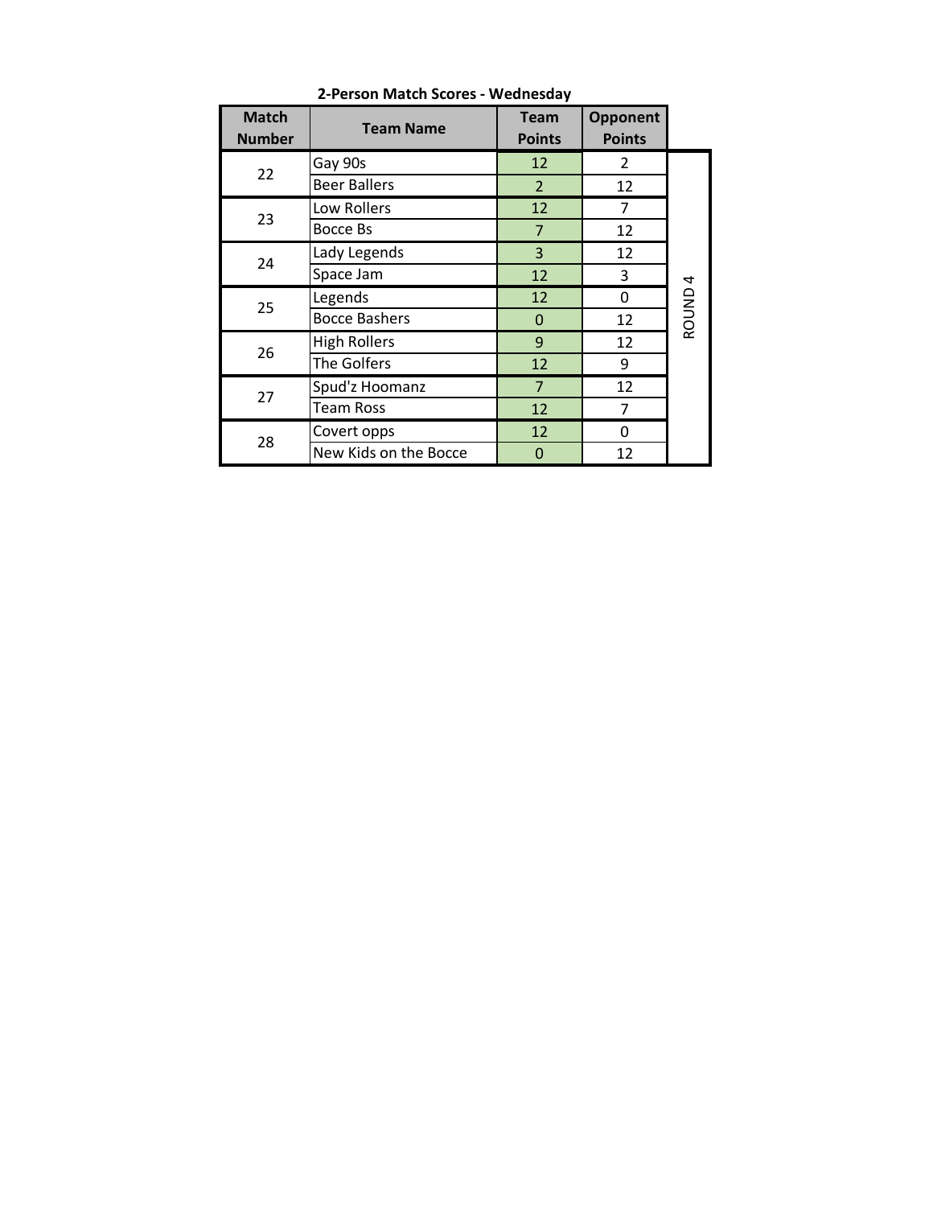**2-Person Match Scores - Wednesday**

| Match Number | Team Name | Team Points | Opponent Points | |
|---|---|---|---|---|
| 22 | Gay 90s | 12 | 2 | ROUND 4 |
| | Beer Ballers | 2 | 12 | |
| 23 | Low Rollers | 12 | 7 | |
| | Bocce Bs | 7 | 12 | |
| 24 | Lady Legends | 3 | 12 | |
| | Space Jam | 12 | 3 | |
| 25 | Legends | 12 | 0 | |
| | Bocce Bashers | 0 | 12 | |
| 26 | High Rollers | 9 | 12 | |
| | The Golfers | 12 | 9 | |
| 27 | Spud'z Hoomanz | 7 | 12 | |
| | Team Ross | 12 | 7 | |
| 28 | Covert opps | 12 | 0 | |
| | New Kids on the Bocce | 0 | 12 | |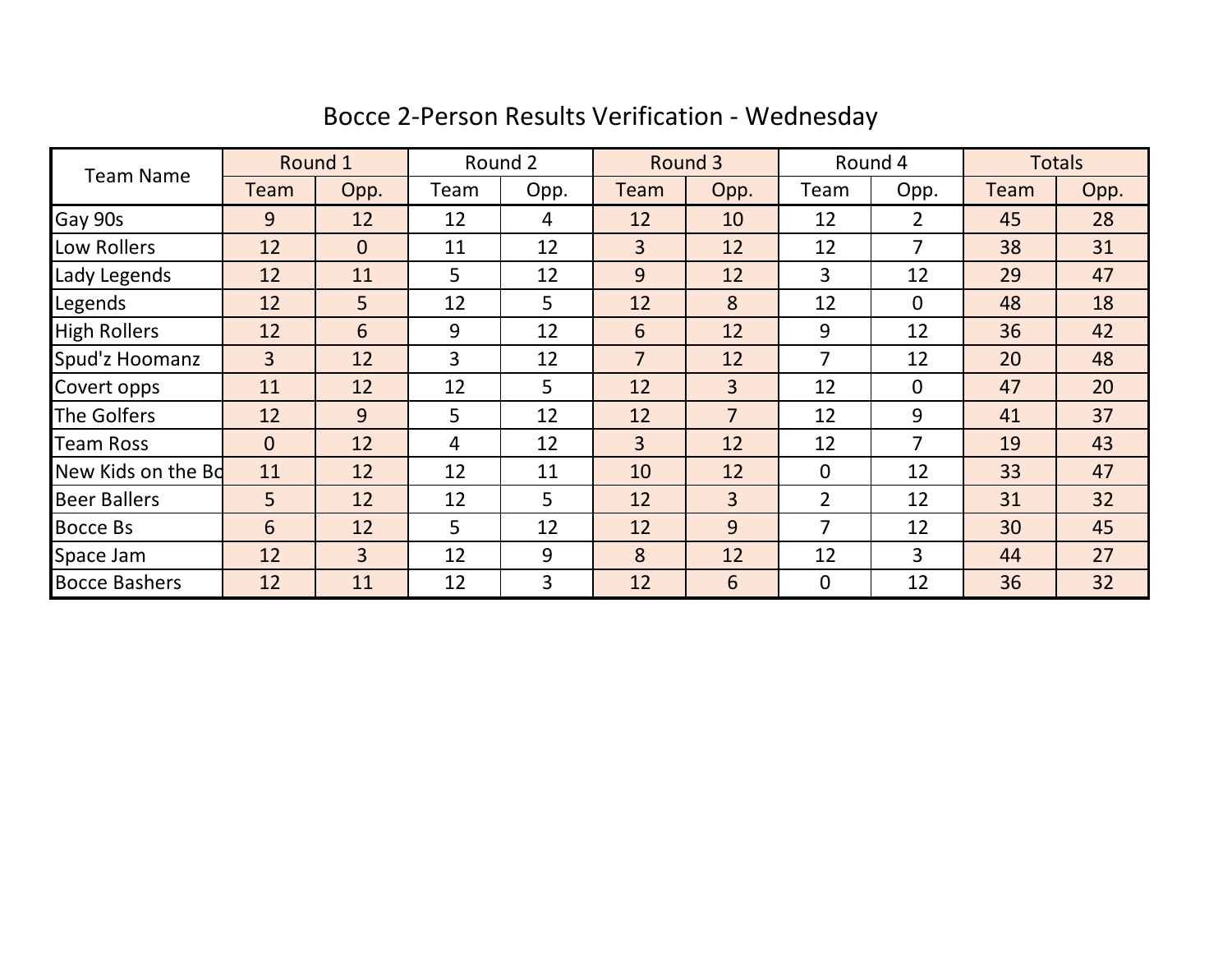# Bocce 2-Person Results Verification - Wednesday

| Team Name | Round 1 | | Round 2 | | Round 3 | | Round 4 | | Totals | |
|---|---|---|---|---|---|---|---|---|---|---|
| | Team | Opp. | Team | Opp. | Team | Opp. | Team | Opp. | Team | Opp. |
| Gay 90s | 9 | 12 | 12 | 4 | 12 | 10 | 12 | 2 | 45 | 28 |
| Low Rollers | 12 | 0 | 11 | 12 | 3 | 12 | 12 | 7 | 38 | 31 |
| Lady Legends | 12 | 11 | 5 | 12 | 9 | 12 | 3 | 12 | 29 | 47 |
| Legends | 12 | 5 | 12 | 5 | 12 | 8 | 12 | 0 | 48 | 18 |
| High Rollers | 12 | 6 | 9 | 12 | 6 | 12 | 9 | 12 | 36 | 42 |
| Spud'z Hoomanz | 3 | 12 | 3 | 12 | 7 | 12 | 7 | 12 | 20 | 48 |
| Covert opps | 11 | 12 | 12 | 5 | 12 | 3 | 12 | 0 | 47 | 20 |
| The Golfers | 12 | 9 | 5 | 12 | 12 | 7 | 12 | 9 | 41 | 37 |
| Team Ross | 0 | 12 | 4 | 12 | 3 | 12 | 12 | 7 | 19 | 43 |
| New Kids on the Bo | 11 | 12 | 12 | 11 | 10 | 12 | 0 | 12 | 33 | 47 |
| Beer Ballers | 5 | 12 | 12 | 5 | 12 | 3 | 2 | 12 | 31 | 32 |
| Bocce Bs | 6 | 12 | 5 | 12 | 12 | 9 | 7 | 12 | 30 | 45 |
| Space Jam | 12 | 3 | 12 | 9 | 8 | 12 | 12 | 3 | 44 | 27 |
| Bocce Bashers | 12 | 11 | 12 | 3 | 12 | 6 | 0 | 12 | 36 | 32 |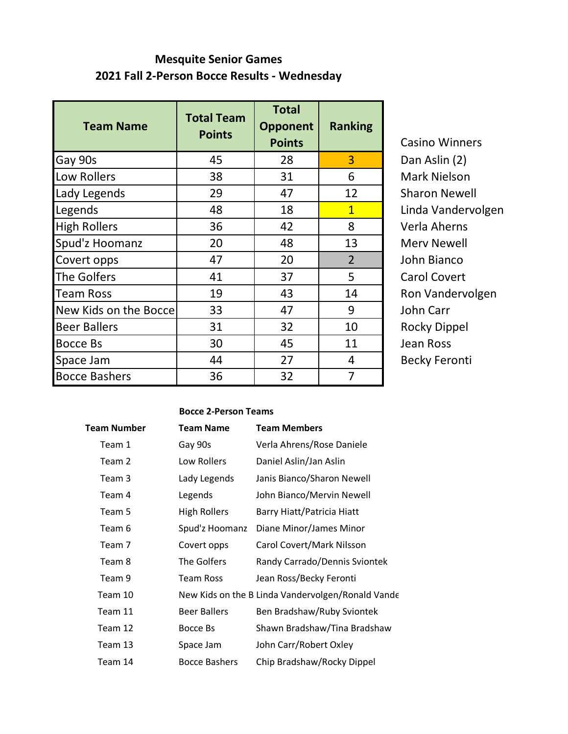**Mesquite Senior Games**

**2021 Fall 2-Person Bocce Results - Wednesday**

| Team Name | Total Team Points | Total Opponent Points | Ranking |
|---|---|---|---|
| Gay 90s | 45 | 28 | 3 |
| Low Rollers | 38 | 31 | 6 |
| Lady Legends | 29 | 47 | 12 |
| Legends | 48 | 18 | 1 |
| High Rollers | 36 | 42 | 8 |
| Spud'z Hoomanz | 20 | 48 | 13 |
| Covert opps | 47 | 20 | 2 |
| The Golfers | 41 | 37 | 5 |
| Team Ross | 19 | 43 | 14 |
| New Kids on the Bocce | 33 | 47 | 9 |
| Beer Ballers | 31 | 32 | 10 |
| Bocce Bs | 30 | 45 | 11 |
| Space Jam | 44 | 27 | 4 |
| Bocce Bashers | 36 | 32 | 7 |

Casino Winners

- Dan Aslin (2)
- Mark Nielson
- Sharon Newell
- Linda Vandervolgen
- Verla Aherns
- Merv Newell
- John Bianco
- Carol Covert
- Ron Vandervolgen
- John Carr
- Rocky Dippel
- Jean Ross
- Becky Feronti

**Bocce 2-Person Teams**

| Team Number | Team Name | Team Members |
|---|---|---|
| Team 1 | Gay 90s | Verla Ahrens/Rose Daniele |
| Team 2 | Low Rollers | Daniel Aslin/Jan Aslin |
| Team 3 | Lady Legends | Janis Bianco/Sharon Newell |
| Team 4 | Legends | John Bianco/Mervin Newell |
| Team 5 | High Rollers | Barry Hiatt/Patricia Hiatt |
| Team 6 | Spud'z Hoomanz | Diane Minor/James Minor |
| Team 7 | Covert opps | Carol Covert/Mark Nilsson |
| Team 8 | The Golfers | Randy Carrado/Dennis Sviontek |
| Team 9 | Team Ross | Jean Ross/Becky Feronti |
| Team 10 | New Kids on the B | Linda Vandervolgen/Ronald Vande |
| Team 11 | Beer Ballers | Ben Bradshaw/Ruby Sviontek |
| Team 12 | Bocce Bs | Shawn Bradshaw/Tina Bradshaw |
| Team 13 | Space Jam | John Carr/Robert Oxley |
| Team 14 | Bocce Bashers | Chip Bradshaw/Rocky Dippel |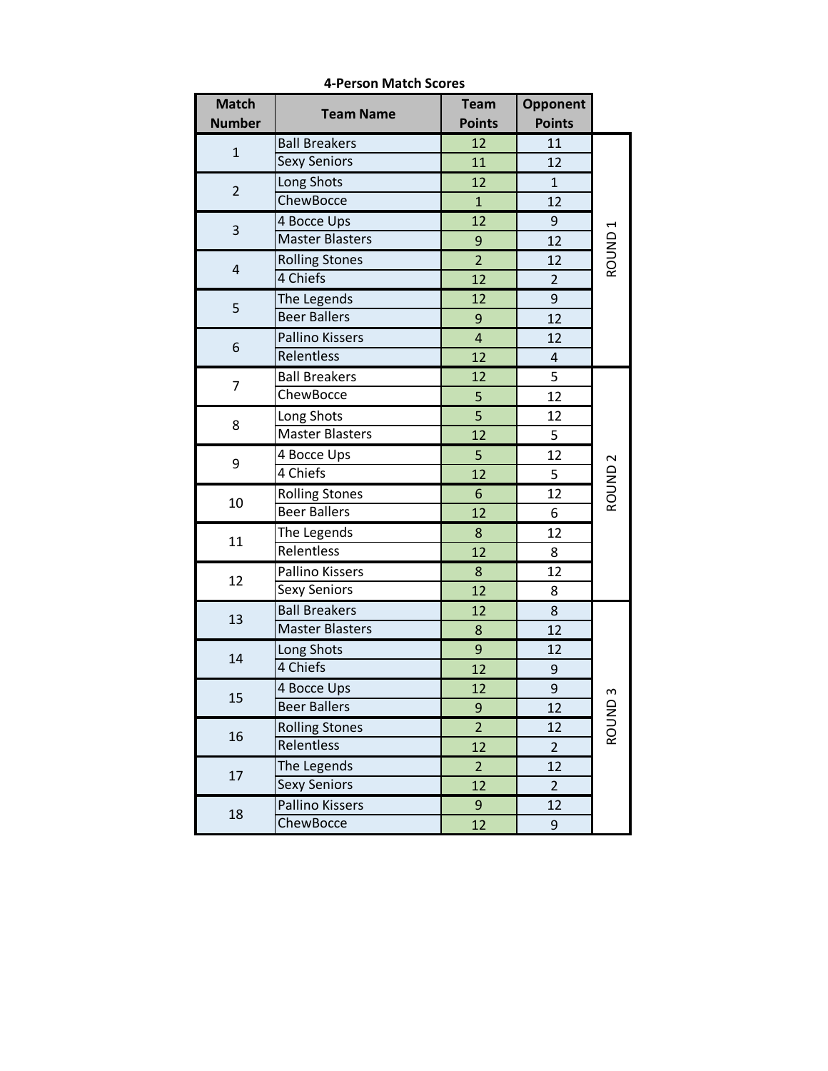**4-Person Match Scores**

| Match Number | Team Name | Team Points | Opponent Points | |
|---|---|---|---|---|
| 1 | Ball Breakers | 12 | 11 | ROUND 1 |
| | Sexy Seniors | 11 | 12 | |
| 2 | Long Shots | 12 | 1 | |
| | ChewBocce | 1 | 12 | |
| 3 | 4 Bocce Ups | 12 | 9 | |
| | Master Blasters | 9 | 12 | |
| 4 | Rolling Stones | 2 | 12 | |
| | 4 Chiefs | 12 | 2 | |
| 5 | The Legends | 12 | 9 | |
| | Beer Ballers | 9 | 12 | |
| 6 | Pallino Kissers | 4 | 12 | |
| | Relentless | 12 | 4 | |
| 7 | Ball Breakers | 12 | 5 | ROUND 2 |
| | ChewBocce | 5 | 12 | |
| 8 | Long Shots | 5 | 12 | |
| | Master Blasters | 12 | 5 | |
| 9 | 4 Bocce Ups | 5 | 12 | |
| | 4 Chiefs | 12 | 5 | |
| 10 | Rolling Stones | 6 | 12 | |
| | Beer Ballers | 12 | 6 | |
| 11 | The Legends | 8 | 12 | |
| | Relentless | 12 | 8 | |
| 12 | Pallino Kissers | 8 | 12 | |
| | Sexy Seniors | 12 | 8 | |
| 13 | Ball Breakers | 12 | 8 | ROUND 3 |
| | Master Blasters | 8 | 12 | |
| 14 | Long Shots | 9 | 12 | |
| | 4 Chiefs | 12 | 9 | |
| 15 | 4 Bocce Ups | 12 | 9 | |
| | Beer Ballers | 9 | 12 | |
| 16 | Rolling Stones | 2 | 12 | |
| | Relentless | 12 | 2 | |
| 17 | The Legends | 2 | 12 | |
| | Sexy Seniors | 12 | 2 | |
| 18 | Pallino Kissers | 9 | 12 | |
| | ChewBocce | 12 | 9 | |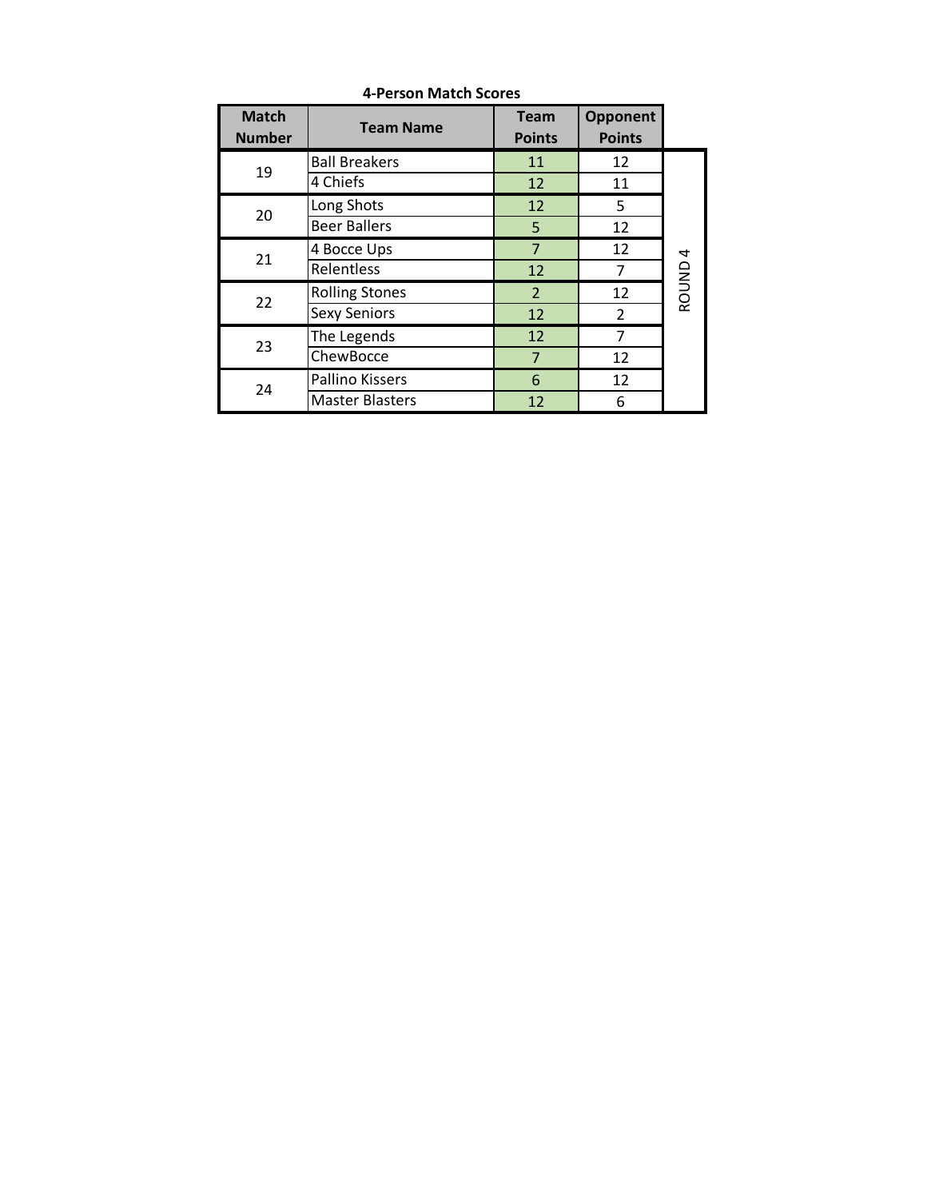**4-Person Match Scores**

| Match Number | Team Name | Team Points | Opponent Points | |
|---|---|---|---|---|
| 19 | Ball Breakers | 11 | 12 | ROUND 4 |
| | 4 Chiefs | 12 | 11 | |
| 20 | Long Shots | 12 | 5 | |
| | Beer Ballers | 5 | 12 | |
| 21 | 4 Bocce Ups | 7 | 12 | |
| | Relentless | 12 | 7 | |
| 22 | Rolling Stones | 2 | 12 | |
| | Sexy Seniors | 12 | 2 | |
| 23 | The Legends | 12 | 7 | |
| | ChewBocce | 7 | 12 | |
| 24 | Pallino Kissers | 6 | 12 | |
| | Master Blasters | 12 | 6 | |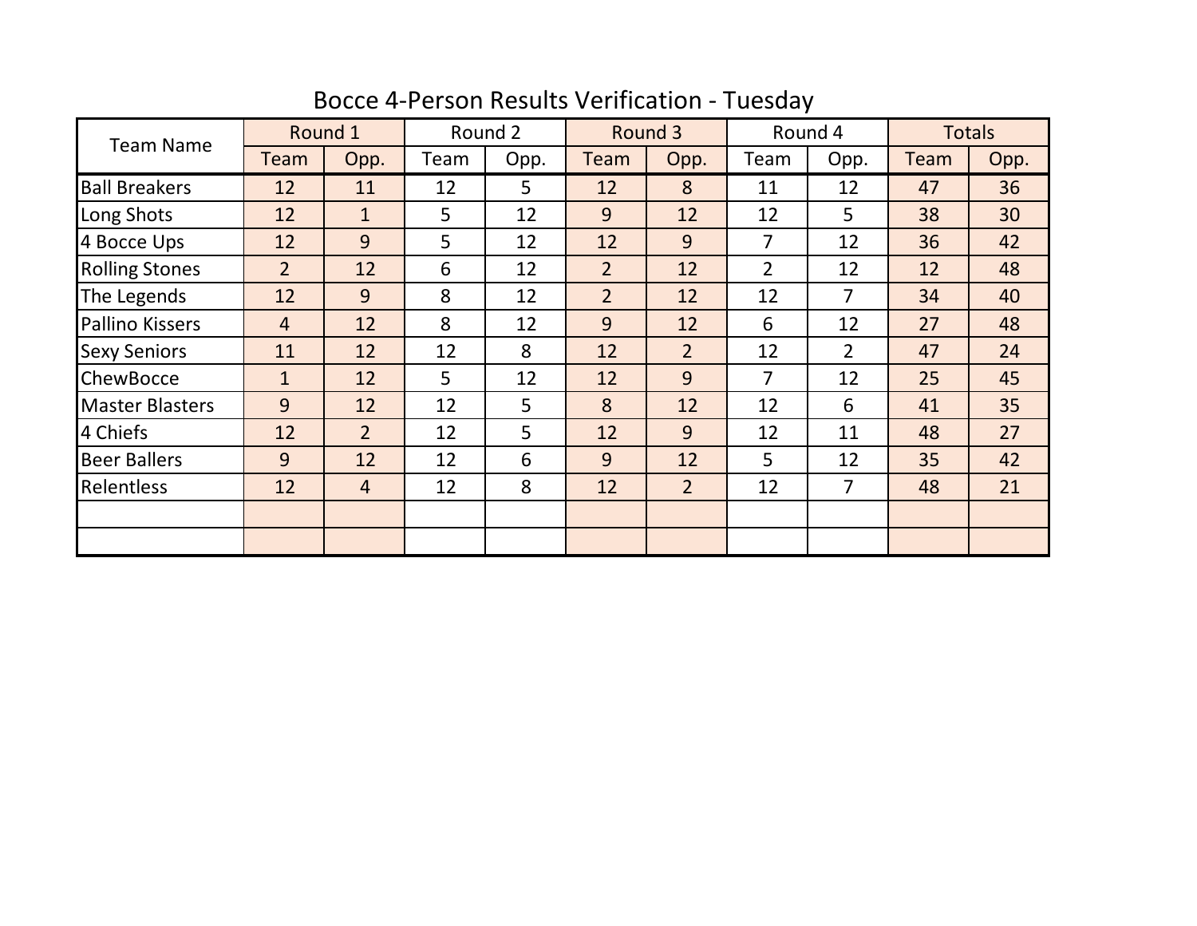# Bocce 4-Person Results Verification - Tuesday

| Team Name | Round 1 | | Round 2 | | Round 3 | | Round 4 | | Totals | |
|---|---|---|---|---|---|---|---|---|---|---|
| | Team | Opp. | Team | Opp. | Team | Opp. | Team | Opp. | Team | Opp. |
| Ball Breakers | 12 | 11 | 12 | 5 | 12 | 8 | 11 | 12 | 47 | 36 |
| Long Shots | 12 | 1 | 5 | 12 | 9 | 12 | 12 | 5 | 38 | 30 |
| 4 Bocce Ups | 12 | 9 | 5 | 12 | 12 | 9 | 7 | 12 | 36 | 42 |
| Rolling Stones | 2 | 12 | 6 | 12 | 2 | 12 | 2 | 12 | 12 | 48 |
| The Legends | 12 | 9 | 8 | 12 | 2 | 12 | 12 | 7 | 34 | 40 |
| Pallino Kissers | 4 | 12 | 8 | 12 | 9 | 12 | 6 | 12 | 27 | 48 |
| Sexy Seniors | 11 | 12 | 12 | 8 | 12 | 2 | 12 | 2 | 47 | 24 |
| ChewBocce | 1 | 12 | 5 | 12 | 12 | 9 | 7 | 12 | 25 | 45 |
| Master Blasters | 9 | 12 | 12 | 5 | 8 | 12 | 12 | 6 | 41 | 35 |
| 4 Chiefs | 12 | 2 | 12 | 5 | 12 | 9 | 12 | 11 | 48 | 27 |
| Beer Ballers | 9 | 12 | 12 | 6 | 9 | 12 | 5 | 12 | 35 | 42 |
| Relentless | 12 | 4 | 12 | 8 | 12 | 2 | 12 | 7 | 48 | 21 |
| | | | | | | | | | | |
| | | | | | | | | | | |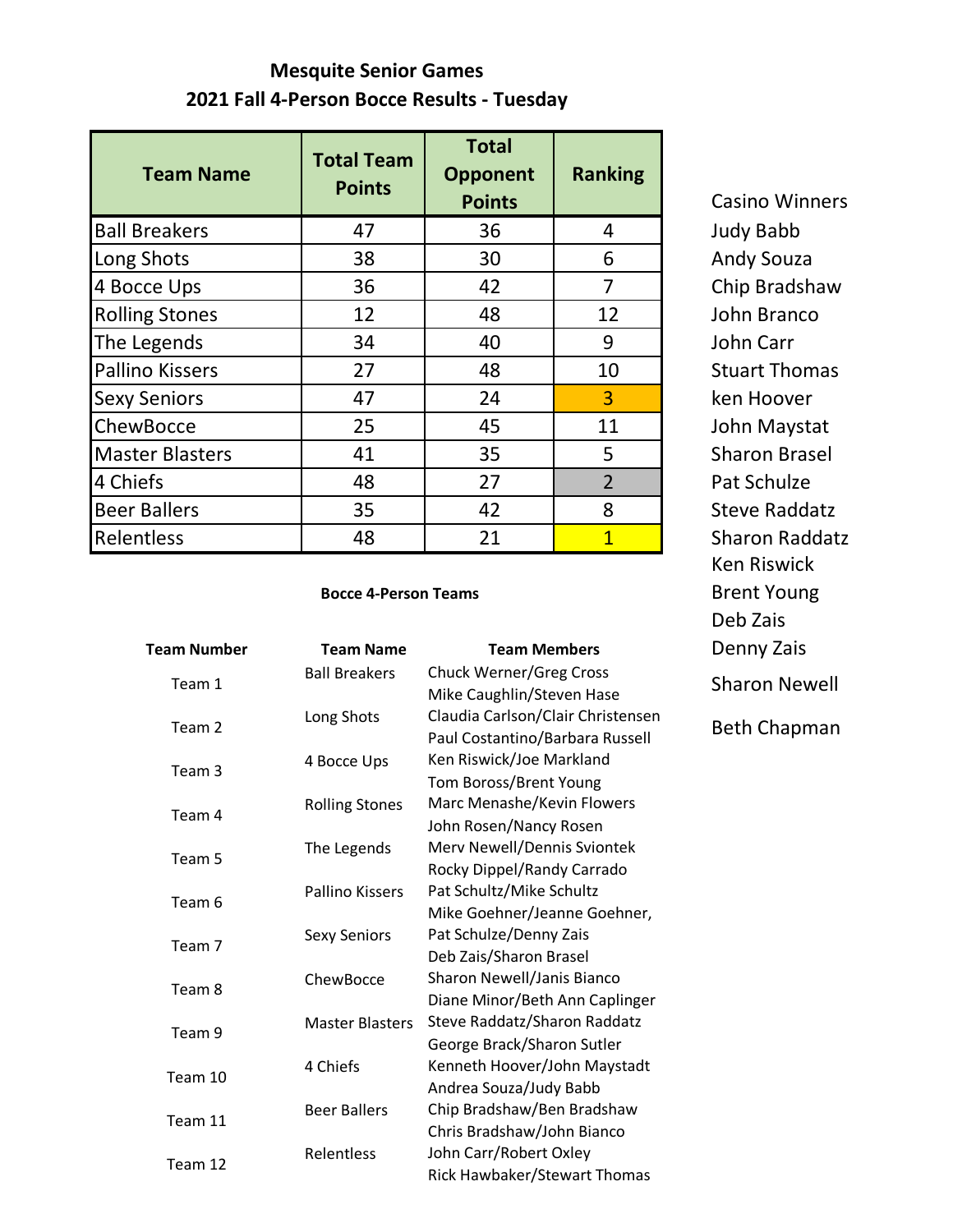# Mesquite Senior Games

## 2021 Fall 4-Person Bocce Results - Tuesday

| Team Name | Total Team Points | Total Opponent Points | Ranking |
|---|---|---|---|
| Ball Breakers | 47 | 36 | 4 |
| Long Shots | 38 | 30 | 6 |
| 4 Bocce Ups | 36 | 42 | 7 |
| Rolling Stones | 12 | 48 | 12 |
| The Legends | 34 | 40 | 9 |
| Pallino Kissers | 27 | 48 | 10 |
| Sexy Seniors | 47 | 24 | 3 |
| ChewBocce | 25 | 45 | 11 |
| Master Blasters | 41 | 35 | 5 |
| 4 Chiefs | 48 | 27 | 2 |
| Beer Ballers | 35 | 42 | 8 |
| Relentless | 48 | 21 | 1 |

Casino Winners
Judy Babb
Andy Souza
Chip Bradshaw
John Branco
John Carr
Stuart Thomas
ken Hoover
John Maystat
Sharon Brasel
Pat Schulze
Steve Raddatz
Sharon Raddatz
Ken Riswick
Brent Young
Deb Zais
Denny Zais
Sharon Newell
Beth Chapman

**Bocce 4-Person Teams**

| Team Number | Team Name | Team Members |
|---|---|---|
| Team 1 | Ball Breakers | Chuck Werner/Greg Cross<br>Mike Caughlin/Steven Hase |
| Team 2 | Long Shots | Claudia Carlson/Clair Christensen<br>Paul Costantino/Barbara Russell |
| Team 3 | 4 Bocce Ups | Ken Riswick/Joe Markland<br>Tom Boross/Brent Young |
| Team 4 | Rolling Stones | Marc Menashe/Kevin Flowers<br>John Rosen/Nancy Rosen |
| Team 5 | The Legends | Merv Newell/Dennis Sviontek<br>Rocky Dippel/Randy Carrado |
| Team 6 | Pallino Kissers | Pat Schultz/Mike Schultz<br>Mike Goehner/Jeanne Goehner, |
| Team 7 | Sexy Seniors | Pat Schulze/Denny Zais<br>Deb Zais/Sharon Brasel |
| Team 8 | ChewBocce | Sharon Newell/Janis Bianco<br>Diane Minor/Beth Ann Caplinger |
| Team 9 | Master Blasters | Steve Raddatz/Sharon Raddatz<br>George Brack/Sharon Sutler |
| Team 10 | 4 Chiefs | Kenneth Hoover/John Maystadt<br>Andrea Souza/Judy Babb |
| Team 11 | Beer Ballers | Chip Bradshaw/Ben Bradshaw<br>Chris Bradshaw/John Bianco |
| Team 12 | Relentless | John Carr/Robert Oxley<br>Rick Hawbaker/Stewart Thomas |